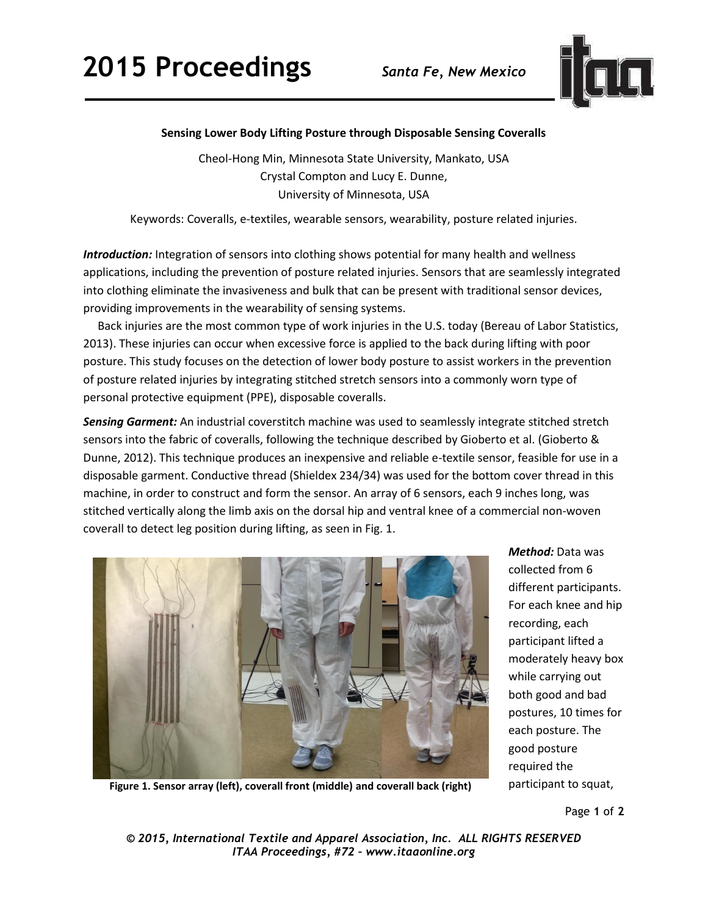**Sensing Lower Body Lifting Posture through Disposable Sensing Coveralls**

Cheol-Hong Min, Minnesota State University, Mankato, USA
Crystal Compton and Lucy E. Dunne,
University of Minnesota, USA

Keywords: Coveralls, e-textiles, wearable sensors, wearability, posture related injuries.

***Introduction:*** Integration of sensors into clothing shows potential for many health and wellness applications, including the prevention of posture related injuries. Sensors that are seamlessly integrated into clothing eliminate the invasiveness and bulk that can be present with traditional sensor devices, providing improvements in the wearability of sensing systems.

Back injuries are the most common type of work injuries in the U.S. today (Bereau of Labor Statistics, 2013). These injuries can occur when excessive force is applied to the back during lifting with poor posture. This study focuses on the detection of lower body posture to assist workers in the prevention of posture related injuries by integrating stitched stretch sensors into a commonly worn type of personal protective equipment (PPE), disposable coveralls.

***Sensing Garment:*** An industrial coverstitch machine was used to seamlessly integrate stitched stretch sensors into the fabric of coveralls, following the technique described by Gioberto et al. (Gioberto & Dunne, 2012). This technique produces an inexpensive and reliable e-textile sensor, feasible for use in a disposable garment. Conductive thread (Shieldex 234/34) was used for the bottom cover thread in this machine, in order to construct and form the sensor. An array of 6 sensors, each 9 inches long, was stitched vertically along the limb axis on the dorsal hip and ventral knee of a commercial non-woven coverall to detect leg position during lifting, as seen in Fig. 1.

**Figure 1. Sensor array (left), coverall front (middle) and coverall back (right)**

***Method:*** Data was collected from 6 different participants. For each knee and hip recording, each participant lifted a moderately heavy box while carrying out both good and bad postures, 10 times for each posture. The good posture required the participant to squat,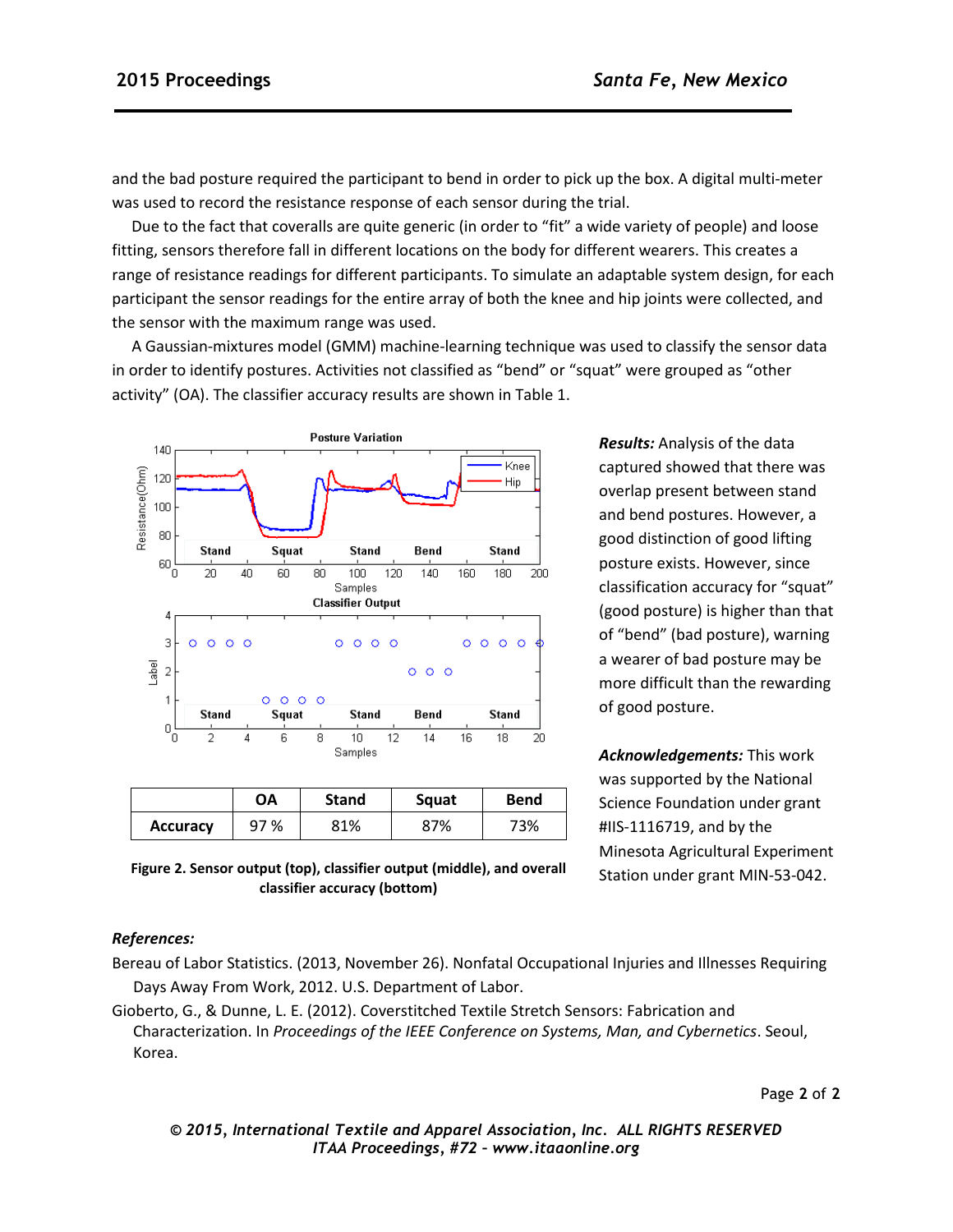and the bad posture required the participant to bend in order to pick up the box. A digital multi-meter was used to record the resistance response of each sensor during the trial.

Due to the fact that coveralls are quite generic (in order to "fit" a wide variety of people) and loose fitting, sensors therefore fall in different locations on the body for different wearers. This creates a range of resistance readings for different participants. To simulate an adaptable system design, for each participant the sensor readings for the entire array of both the knee and hip joints were collected, and the sensor with the maximum range was used.

A Gaussian-mixtures model (GMM) machine-learning technique was used to classify the sensor data in order to identify postures. Activities not classified as "bend" or "squat" were grouped as "other activity" (OA). The classifier accuracy results are shown in Table 1.

Posture Variation

Resistance(Ohm)

140
120
100
80
60

Knee
Hip

Stand Squat Stand Bend Stand

0 20 40 60 80 100 120 140 160 180 200

Samples

Classifier Output

Label

4
3
2
1
0

Stand Squat Stand Bend Stand

0 2 4 6 8 10 12 14 16 18 20

Samples

| | OA | Stand | Squat | Bend |
|---|---|---|---|---|
| **Accuracy** | 97 % | 81% | 87% | 73% |

**Figure 2. Sensor output (top), classifier output (middle), and overall classifier accuracy (bottom)**

***Results:*** Analysis of the data captured showed that there was overlap present between stand and bend postures. However, a good distinction of good lifting posture exists. However, since classification accuracy for "squat" (good posture) is higher than that of "bend" (bad posture), warning a wearer of bad posture may be more difficult than the rewarding of good posture.

***Acknowledgements:*** This work was supported by the National Science Foundation under grant #IIS-1116719, and by the Minesota Agricultural Experiment Station under grant MIN-53-042.

***References:***

Bereau of Labor Statistics. (2013, November 26). Nonfatal Occupational Injuries and Illnesses Requiring Days Away From Work, 2012. U.S. Department of Labor.

Gioberto, G., & Dunne, L. E. (2012). Coverstitched Textile Stretch Sensors: Fabrication and Characterization. In *Proceedings of the IEEE Conference on Systems, Man, and Cybernetics*. Seoul, Korea.